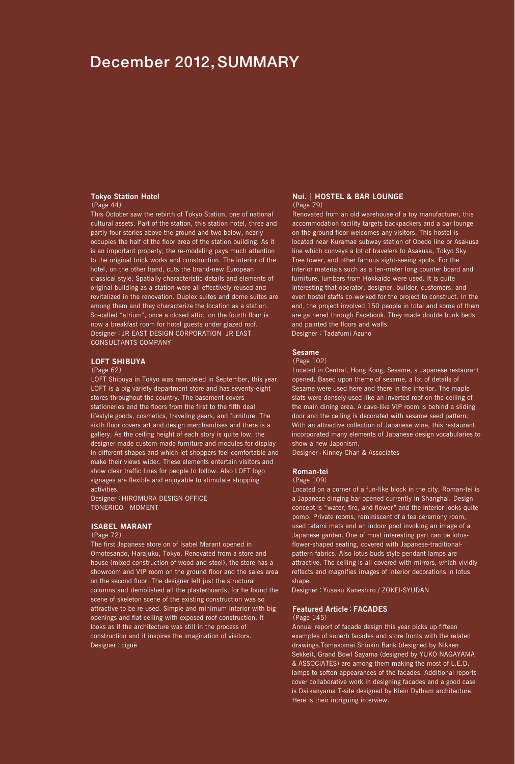# December 2012, SUMMARY

### Tokyo Station Hotel
(Page 44)

This October saw the rebirth of Tokyo Station, one of national cultural assets. Part of the station, this station hotel, three and partly four stories above the ground and two below, nearly occupies the half of the floor area of the station building. As it is an important property, the re-modeling pays much attention to the original brick works and construction. The interior of the hotel, on the other hand, cuts the brand-new European classical style. Spatially characteristic details and elements of original building as a station were all effectively reused and revitalized in the renovation. Duplex suites and dome suites are among them and they characterize the location as a station. So-called "atrium", once a closed attic, on the fourth floor is now a breakfast room for hotel guests under glazed roof.
Designer : JR EAST DESIGN CORPORATION JR EAST CONSULTANTS COMPANY

### LOFT SHIBUYA
(Page 62)

LOFT Shibuya in Tokyo was remodeled in September, this year. LOFT is a big variety department store and has seventy-eight stores throughout the country. The basement covers stationeries and the floors from the first to the fifth deal lifestyle goods, cosmetics, traveling gears, and furniture. The sixth floor covers art and design merchandises and there is a gallery. As the ceiling height of each story is quite low, the designer made custom-made furniture and modules for display in different shapes and which let shoppers feel comfortable and make their views wider. These elements entertain visitors and show clear traffic lines for people to follow. Also LOFT logo signages are flexible and enjoyable to stimulate shopping activities.
Designer : HIROMURA DESIGN OFFICE
TONERICO MOMENT

### ISABEL MARANT
(Page 72)

The first Japanese store on of Isabel Marant opened in Omotesando, Harajuku, Tokyo. Renovated from a store and house (mixed construction of wood and steel), the store has a showroom and VIP room on the ground floor and the sales area on the second floor. The designer left just the structural columns and demolished all the plasterboards, for he found the scene of skeleton scene of the existing construction was so attractive to be re-used. Simple and minimum interior with big openings and flat ceiling with exposed roof construction. It looks as if the architecture was still in the process of construction and it inspires the imagination of visitors.
Designer : ciguë

### Nui. | HOSTEL & BAR LOUNGE
(Page 79)

Renovated from an old warehouse of a toy manufacturer, this accommodation facility targets backpackers and a bar lounge on the ground floor welcomes any visitors. This hostel is located near Kuramae subway station of Ooedo line or Asakusa line which conveys a lot of travelers to Asakusa, Tokyo Sky Tree tower, and other famous sight-seeing spots. For the interior materials such as a ten-meter long counter board and furniture, lumbers from Hokkaido were used. It is quite interesting that operator, designer, builder, customers, and even hostel staffs co-worked for the project to construct. In the end, the project involved 150 people in total and some of them are gathered through Facebook. They made double bunk beds and painted the floors and walls.
Designer : Tadafumi Azuno

### Sesame
(Page 102)

Located in Central, Hong Kong, Sesame, a Japanese restaurant opened. Based upon theme of sesame, a lot of details of Sesame were used here and there in the interior. The maple slats were densely used like an inverted roof on the ceiling of the main dining area. A cave-like VIP room is behind a sliding door and the ceiling is decorated with sesame seed pattern. With an attractive collection of Japanese wine, this restaurant incorporated many elements of Japanese design vocabularies to show a new Japonism.
Designer : Kinney Chan & Associates

### Roman-tei
(Page 109)

Located on a corner of a fun-like block in the city, Roman-tei is a Japanese dinging bar opened currently in Shanghai. Design concept is "water, fire, and flower" and the interior looks quite pomp. Private rooms, reminiscent of a tea ceremony room, used tatami mats and an indoor pool invoking an image of a Japanese garden. One of most interesting part can be lotus-flower-shaped seating, covered with Japanese-traditional-pattern fabrics. Also lotus buds style pendant lamps are attractive. The ceiling is all covered with mirrors, which vividly reflects and magnifies images of interior decorations in lotus shape.
Designer : Yusaku Kaneshiro / ZOKEI-SYUDAN

### Featured Article : FACADES
(Page 145)

Annual report of facade design this year picks up fifteen examples of superb facades and store fronts with the related drawings.Tomakomai Shinkin Bank (designed by Nikken Sekkei), Grand Bowl Sayama (designed by YUKO NAGAYAMA & ASSOCIATES) are among them making the most of L.E.D. lamps to soften appearances of the facades. Additional reports cover collaborative work in designing facades and a good case is Daikanyama T-site designed by Klein Dytham architecture. Here is their intriguing interview.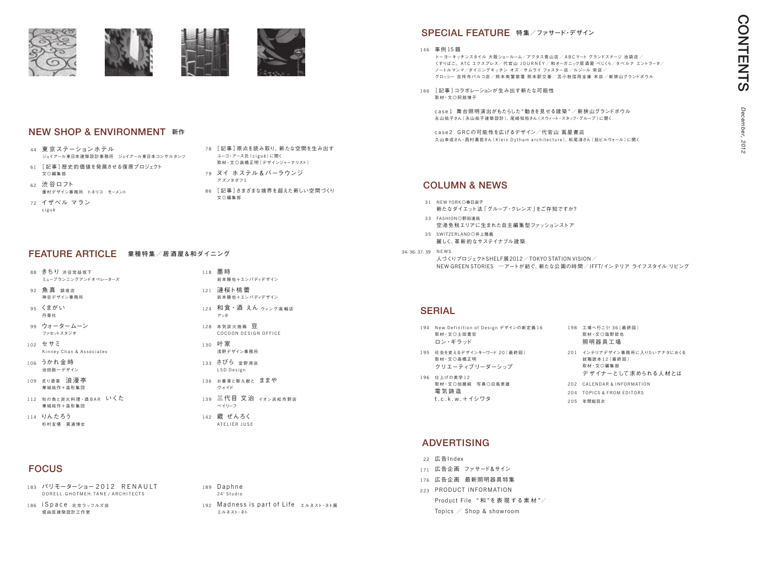# CONTENTS

*December, 2012*

## NEW SHOP & ENVIRONMENT 新作

44 東京ステーションホテル
ジェイアール東日本建築設計事務所　ジェイアール東日本コンサルタンツ

61 ［記事］歴史的価値を発展させる復原プロジェクト
文◎編集部

62 渋谷ロフト
廣村デザイン事務所　トネリコ　モーメント

72 イザベル マラン
ciguë

78 ［記事］原点を読み取り、新たな空間を生み出す
ユーゴ・アース氏（ciguë）に聞く
取材・文◎高橋正明（デザインジャーナリスト）

79 ヌイ ホステル＆バーラウンジ
アズノタダフミ

86 ［記事］さまざまな境界を超えた新しい空間づくり
文◎編集部

## FEATURE ARTICLE 業種特集／居酒屋＆和ダイニング

88 きちり 渋谷宮益坂下
ミューブランニングアンドオペレーターズ

92 魚真 銀座店
神谷デザイン事務所

95 くまがい
丹青社

99 ウォータームーン
ファセットスタジオ

102 セサミ
Kinney Chan & Associates

106 うかれ金時
池田勘一デザイン

109 炙り酒菜 浪漫亭
兼城祐作＋造形集団

112 旬の魚と炭火料理・酒BAR いくた
兼城祐作＋造形集団

114 りんたろう
杉村友優　箕浦博女

118 墨時
岩本勝也＋エンバディデザイン

121 漣桜ト桃蕾
岩本勝也＋エンバディデザイン

124 和食・酒 えん ウィング高輪店
アッタ

128 本気炭火焼鶏 豆
COCOON DESIGN OFFICE

130 叶家
浅野デザイン事務所

133 さびら 宜野湾店
LSD Design

136 お番菜と御九献と ままや
ヴォイド

139 三代目 文治 イオン浜松市野店
ベイリーフ

142 蔵 ぜんろく
ATELIER JUSE

## FOCUS

183 パリモーターショー2012 RENAULT
DORELL.GHOTMEH.TANE / ARCHITECTS

186 iSpace 北京ラッフルズ店
堤由匡建築設計工作室

189 Daphne
24°Studio

192 Madness is part of Life エルネスト・ネト展
エルネスト・ネト

## SPECIAL FEATURE 特集／ファサード・デザイン

146 事例15題
トーヨーキッチンスタイル 大阪ショールーム／アクタス青山店／ABCマート グランドステージ 池袋店／
くすりばこ。ATC エクスプレス／代官山 JOURNEY／和オーガニック居酒屋 べじくら／タベルナ エントラータ／
ノートルマンマ／ダイニングキッチン オズ／サムライ フォスター店／ルジール 栄店／
グロッシー 吉祥寺パルコ店／熊本南警察署 熊本駅交番／苫小牧信用金庫 本店／新狭山グランドボウル

166 ［記事］コラボレーションが生み出す新たな可能性
取材・文◎阿部博子

case1 舞台照明演出がもたらした"動きを見せる建築"／新狭山グランドボウル
永山祐子さん（永山祐子建築設計）、尾崎知裕さん（スウィート・スタッフ・グループ）に聞く

case2 GRCの可能性を広げるデザイン／代官山 蔦屋書店
久山幸成さん・西村嘉哲さん（Klein Dytham architecture）、松尾淳さん（旭ビルウォール）に聞く

## COLUMN & NEWS

31 NEW YORK◎春日淑子
新たなダイエット法「グループ・クレンズ」をご存知ですか？

33 FASHION◎野田達哉
空港免税エリアに生まれた自主編集型ファッションストア

35 SWITZERLAND◎井上雅義
麗しく、革新的なサステイナブル建築

34､36､37､39 NEWS
人づくりプロジェクトSHELF展2012／TOKYO STATION VISION／
NEW GREEN STORIES ―アートが紡ぐ、新たな公園の時間／IFFT/インテリア ライフスタイル リビング

## SERIAL

194 New Definition of Design デザインの新定義16
取材・文◎土田貴宏
ロン・ギラッド

195 社会を変えるデザインキーワード 20（最終回）
取材・文◎高橋正明
クリエーティブリーダーシップ

196 仕上げの美学12
取材・文◎加藤純　写真◎白鳥美雄
電気鋳造
t.c.k.w.＋イシワタ

198 工場へ行こう! 36（最終回）
取材・文◎瑞野哲也
照明器具工場

201 インテリアデザイン事務所に入りたいアナタにおくる
就職読本12（最終回）
取材・文◎編集部
デザイナーとして求められる人材とは

202 CALENDAR & INFORMATION

204 TOPICS & FROM EDITORS

205 年間総目次

## ADVERTISING

22 広告Index

171 広告企画 ファサード&サイン

176 広告企画 最新照明器具特集

223 PRODUCT INFORMATION
Product File "和"を表現する素材"／
Topics ／ Shop & showroom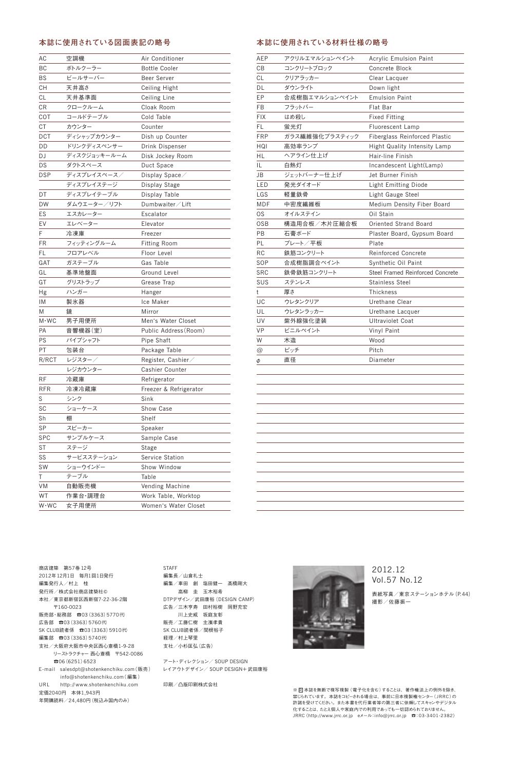## 本誌に使用されている図面表記の略号

| | | |
|---|---|---|
| AC | 空調機 | Air Conditioner |
| BC | ボトルクーラー | Bottle Cooler |
| BS | ビールサーバー | Beer Server |
| CH | 天井高さ | Ceiling Hight |
| CL | 天井基準面 | Ceiling Line |
| CR | クロークルーム | Cloak Room |
| COT | コールドテーブル | Cold Table |
| CT | カウンター | Counter |
| DCT | ディシャップカウンター | Dish up Counter |
| DD | ドリンクディスペンサー | Drink Dispenser |
| DJ | ディスクジョッキールーム | Disk Jockey Room |
| DS | ダクトスペース | Duct Space |
| DSP | ディスプレイスペース／ディスプレイステージ | Display Space／Display Stage |
| DT | ディスプレイテーブル | Display Table |
| DW | ダムウエーター／リフト | Dumbwaiter／Lift |
| ES | エスカレーター | Escalator |
| EV | エレベーター | Elevator |
| F | 冷凍庫 | Freezer |
| FR | フィッティングルーム | Fitting Room |
| FL | フロアレベル | Floor Level |
| GAT | ガステーブル | Gas Table |
| GL | 基準地盤面 | Ground Level |
| GT | グリストラップ | Grease Trap |
| Hg | ハンガー | Hanger |
| IM | 製氷器 | Ice Maker |
| M | 鏡 | Mirror |
| M･WC | 男子用便所 | Men's Water Closet |
| PA | 音響機器（室） | Public Address（Room） |
| PS | パイプシャフト | Pipe Shaft |
| PT | 包装台 | Package Table |
| R/RCT | レジスター／レジカウンター | Register, Cashier／Cashier Counter |
| RF | 冷蔵庫 | Refrigerator |
| RFR | 冷凍冷蔵庫 | Freezer & Refrigerator |
| S | シンク | Sink |
| SC | ショーケース | Show Case |
| Sh | 棚 | Shelf |
| SP | スピーカー | Speaker |
| SPC | サンプルケース | Sample Case |
| ST | ステージ | Stage |
| SS | サービスステーション | Service Station |
| SW | ショーウインドー | Show Window |
| T | テーブル | Table |
| VM | 自動販売機 | Vending Machine |
| WT | 作業台･調理台 | Work Table, Worktop |
| W･WC | 女子用便所 | Women's Water Closet |

## 本誌に使用されている材料仕様の略号

| | | |
|---|---|---|
| AEP | アクリルエマルションペイント | Acrylic Emulsion Paint |
| CB | コンクリートブロック | Concrete Block |
| CL | クリアラッカー | Clear Lacquer |
| DL | ダウンライト | Down light |
| EP | 合成樹脂エマルションペイント | Emulsion Paint |
| FB | フラットバー | Flat Bar |
| FIX | はめ殺し | Fixed Fitting |
| FL | 蛍光灯 | Fluorescent Lamp |
| FRP | ガラス繊維強化プラスティック | Fiberglass Reinforced Plastic |
| HQI | 高効率ランプ | Hight Quality Intensity Lamp |
| HL | ヘアライン仕上げ | Hair-line Finish |
| IL | 白熱灯 | Incandescent Light(Lamp) |
| JB | ジェットバーナー仕上げ | Jet Burner Finish |
| LED | 発光ダイオード | Light Emitting Diode |
| LGS | 軽量鉄骨 | Light Gauge Steel |
| MDF | 中密度繊維板 | Medium Density Fiber Board |
| OS | オイルステイン | Oil Stain |
| OSB | 構造用合板／木片圧縮合板 | Oriented Strand Board |
| PB | 石膏ボード | Plaster Board, Gypsum Board |
| PL | プレート／平板 | Plate |
| RC | 鉄筋コンクリート | Reinforced Concrete |
| SOP | 合成樹脂調合ペイント | Synthetic Oil Paint |
| SRC | 鉄骨鉄筋コンクリート | Steel Framed Reinforced Concrete |
| SUS | ステンレス | Stainless Steel |
| t | 厚さ | Thickness |
| UC | ウレタンクリア | Urethane Clear |
| UL | ウレタンラッカー | Urethane Lacquer |
| UV | 紫外線強化塗装 | Ultraviolet Coat |
| VP | ビニルペイント | Vinyl Paint |
| W | 木造 | Wood |
| @ | ピッチ | Pitch |
| φ | 直径 | Diameter |

商店建築 第57巻12号
2012年12月1日 毎月1回1日発行
編集発行人／村上 桂
発行所／株式会社商店建築社©
本社／東京都新宿区西新宿7-22-36-2階
〒160-0023
販売部･総務部 ☎03(3363)5770㈹
広告部 ☎03(3363)5760㈹
SK CLUB読者係 ☎03(3363)5910㈹
編集部 ☎03(3363)5740㈹
支社／大阪府大阪市中央区西心斎橋1-9-28
リーストラクチャー 西心斎橋 〒542-0086
☎06(6251)6523
E-mail salesdpt@shotenkenchiku.com（販売）
info@shotenkenchiku.com（編集）
URL http://www.shotenkenchiku.com
定価2040円 本体1,943円
年間購読料／24,480円（税込み国内のみ）

STAFF
編集長／山倉礼士
編集／車田 創 塩田健一 高橋剛大
高柳 圭 玉木裕希
DTPデザイン／武田康裕（DESIGN CAMP）
広告／三木亨寿 田村裕樹 岡野充宏
川上史威 坂庭友彩
販売／工藤仁樹 主濱孝貴
SK CLUB読者係／関根裕子
経理／村上琴里
支社／小杉匡弘（広告）

アート･ディレクション／SOUP DESIGN
レイアウトデザイン／SOUP DESIGN＋武田康裕

印刷／凸版印刷株式会社

2012.12
Vol.57 No.12

表紙写真／東京ステーションホテル（P.44）
撮影／佐藤振一

※ R 本誌を無断で複写複製（電子化を含む）することは、著作権法上の例外を除き、禁じられています。本誌をコピーされる場合は、事前に日本複製権センター（JRRC）の許諾を受けてください。また本書を代行業者等の第三者に依頼してスキャンやデジタル化することは、たとえ個人や家庭内での利用であっても一切認められておりません。
JRRC〈http://www.jrrc.or.jp eメール:info@jrrc.or.jp ☎:03-3401-2382〉